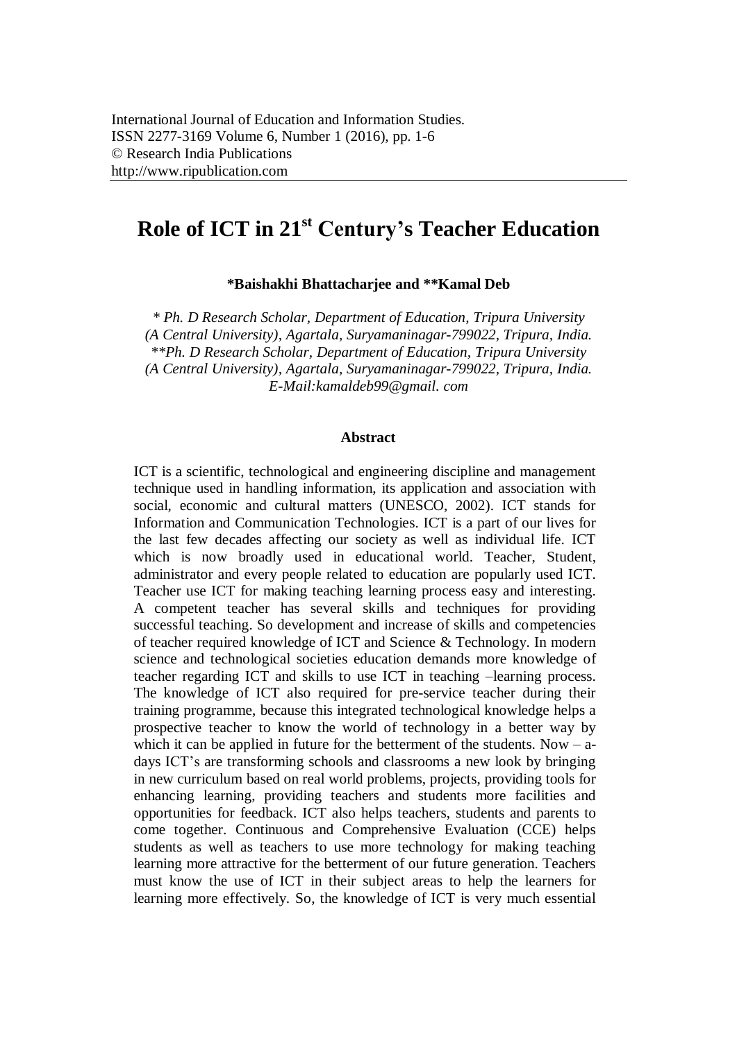# Role of ICT in 21st Century's Teacher Education

**\*Baishakhi Bhattacharjee and \*\*Kamal Deb**

*\* Ph. D Research Scholar, Department of Education, Tripura University (A Central University), Agartala, Suryamaninagar-799022, Tripura, India.*
*\*\*Ph. D Research Scholar, Department of Education, Tripura University (A Central University), Agartala, Suryamaninagar-799022, Tripura, India.*
*E-Mail:kamaldeb99@gmail. com*

## Abstract

ICT is a scientific, technological and engineering discipline and management technique used in handling information, its application and association with social, economic and cultural matters (UNESCO, 2002). ICT stands for Information and Communication Technologies. ICT is a part of our lives for the last few decades affecting our society as well as individual life. ICT which is now broadly used in educational world. Teacher, Student, administrator and every people related to education are popularly used ICT. Teacher use ICT for making teaching learning process easy and interesting. A competent teacher has several skills and techniques for providing successful teaching. So development and increase of skills and competencies of teacher required knowledge of ICT and Science & Technology. In modern science and technological societies education demands more knowledge of teacher regarding ICT and skills to use ICT in teaching –learning process. The knowledge of ICT also required for pre-service teacher during their training programme, because this integrated technological knowledge helps a prospective teacher to know the world of technology in a better way by which it can be applied in future for the betterment of the students. Now – a-days ICT's are transforming schools and classrooms a new look by bringing in new curriculum based on real world problems, projects, providing tools for enhancing learning, providing teachers and students more facilities and opportunities for feedback. ICT also helps teachers, students and parents to come together. Continuous and Comprehensive Evaluation (CCE) helps students as well as teachers to use more technology for making teaching learning more attractive for the betterment of our future generation. Teachers must know the use of ICT in their subject areas to help the learners for learning more effectively. So, the knowledge of ICT is very much essential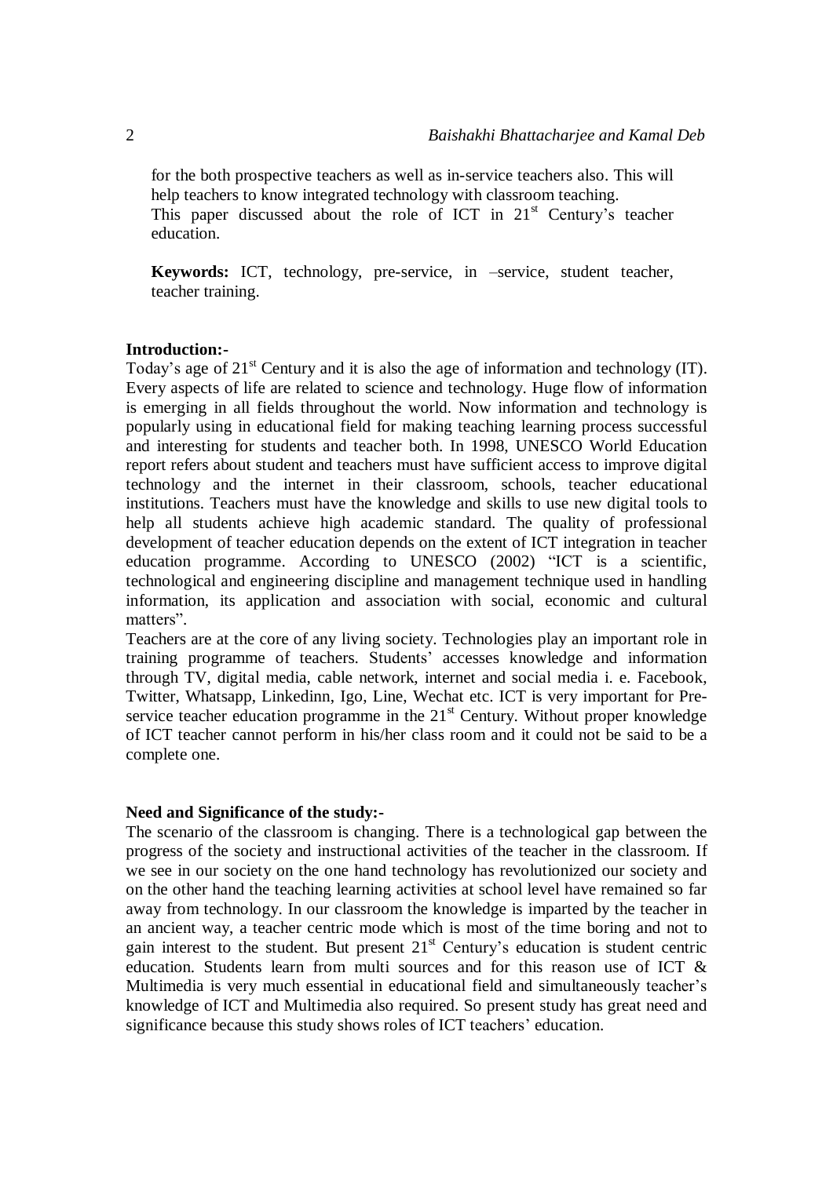for the both prospective teachers as well as in-service teachers also. This will help teachers to know integrated technology with classroom teaching.
This paper discussed about the role of ICT in 21st Century's teacher education.

**Keywords:** ICT, technology, pre-service, in –service, student teacher, teacher training.

**Introduction:-**

Today's age of 21st Century and it is also the age of information and technology (IT). Every aspects of life are related to science and technology. Huge flow of information is emerging in all fields throughout the world. Now information and technology is popularly using in educational field for making teaching learning process successful and interesting for students and teacher both. In 1998, UNESCO World Education report refers about student and teachers must have sufficient access to improve digital technology and the internet in their classroom, schools, teacher educational institutions. Teachers must have the knowledge and skills to use new digital tools to help all students achieve high academic standard. The quality of professional development of teacher education depends on the extent of ICT integration in teacher education programme. According to UNESCO (2002) "ICT is a scientific, technological and engineering discipline and management technique used in handling information, its application and association with social, economic and cultural matters".

Teachers are at the core of any living society. Technologies play an important role in training programme of teachers. Students' accesses knowledge and information through TV, digital media, cable network, internet and social media i. e. Facebook, Twitter, Whatsapp, Linkedinn, Igo, Line, Wechat etc. ICT is very important for Pre-service teacher education programme in the 21st Century. Without proper knowledge of ICT teacher cannot perform in his/her class room and it could not be said to be a complete one.

**Need and Significance of the study:-**

The scenario of the classroom is changing. There is a technological gap between the progress of the society and instructional activities of the teacher in the classroom. If we see in our society on the one hand technology has revolutionized our society and on the other hand the teaching learning activities at school level have remained so far away from technology. In our classroom the knowledge is imparted by the teacher in an ancient way, a teacher centric mode which is most of the time boring and not to gain interest to the student. But present 21st Century's education is student centric education. Students learn from multi sources and for this reason use of ICT & Multimedia is very much essential in educational field and simultaneously teacher's knowledge of ICT and Multimedia also required. So present study has great need and significance because this study shows roles of ICT teachers' education.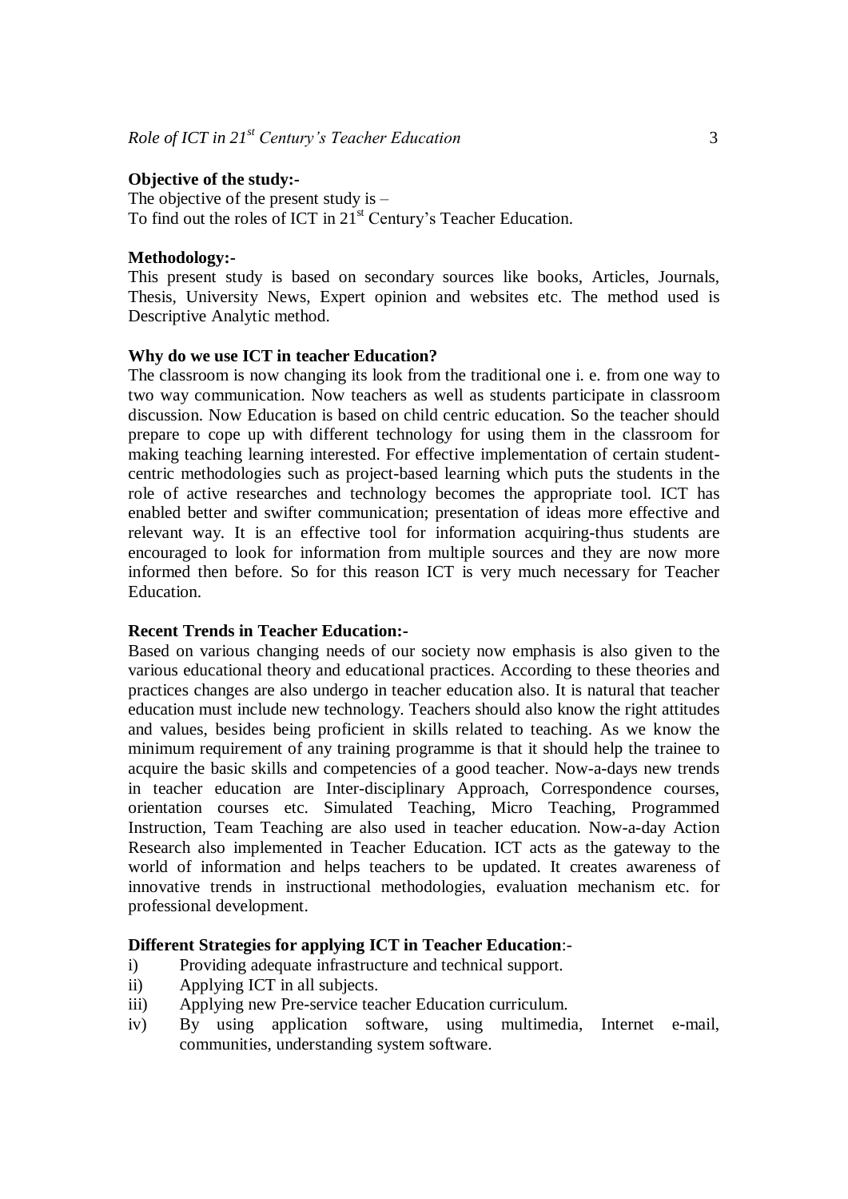**Objective of the study:-**

The objective of the present study is –

To find out the roles of ICT in 21st Century's Teacher Education.

**Methodology:-**

This present study is based on secondary sources like books, Articles, Journals, Thesis, University News, Expert opinion and websites etc. The method used is Descriptive Analytic method.

**Why do we use ICT in teacher Education?**

The classroom is now changing its look from the traditional one i. e. from one way to two way communication. Now teachers as well as students participate in classroom discussion. Now Education is based on child centric education. So the teacher should prepare to cope up with different technology for using them in the classroom for making teaching learning interested. For effective implementation of certain student-centric methodologies such as project-based learning which puts the students in the role of active researches and technology becomes the appropriate tool. ICT has enabled better and swifter communication; presentation of ideas more effective and relevant way. It is an effective tool for information acquiring-thus students are encouraged to look for information from multiple sources and they are now more informed then before. So for this reason ICT is very much necessary for Teacher Education.

**Recent Trends in Teacher Education:-**

Based on various changing needs of our society now emphasis is also given to the various educational theory and educational practices. According to these theories and practices changes are also undergo in teacher education also. It is natural that teacher education must include new technology. Teachers should also know the right attitudes and values, besides being proficient in skills related to teaching. As we know the minimum requirement of any training programme is that it should help the trainee to acquire the basic skills and competencies of a good teacher. Now-a-days new trends in teacher education are Inter-disciplinary Approach, Correspondence courses, orientation courses etc. Simulated Teaching, Micro Teaching, Programmed Instruction, Team Teaching are also used in teacher education. Now-a-day Action Research also implemented in Teacher Education. ICT acts as the gateway to the world of information and helps teachers to be updated. It creates awareness of innovative trends in instructional methodologies, evaluation mechanism etc. for professional development.

**Different Strategies for applying ICT in Teacher Education**:-

i) Providing adequate infrastructure and technical support.
ii) Applying ICT in all subjects.
iii) Applying new Pre-service teacher Education curriculum.
iv) By using application software, using multimedia, Internet e-mail, communities, understanding system software.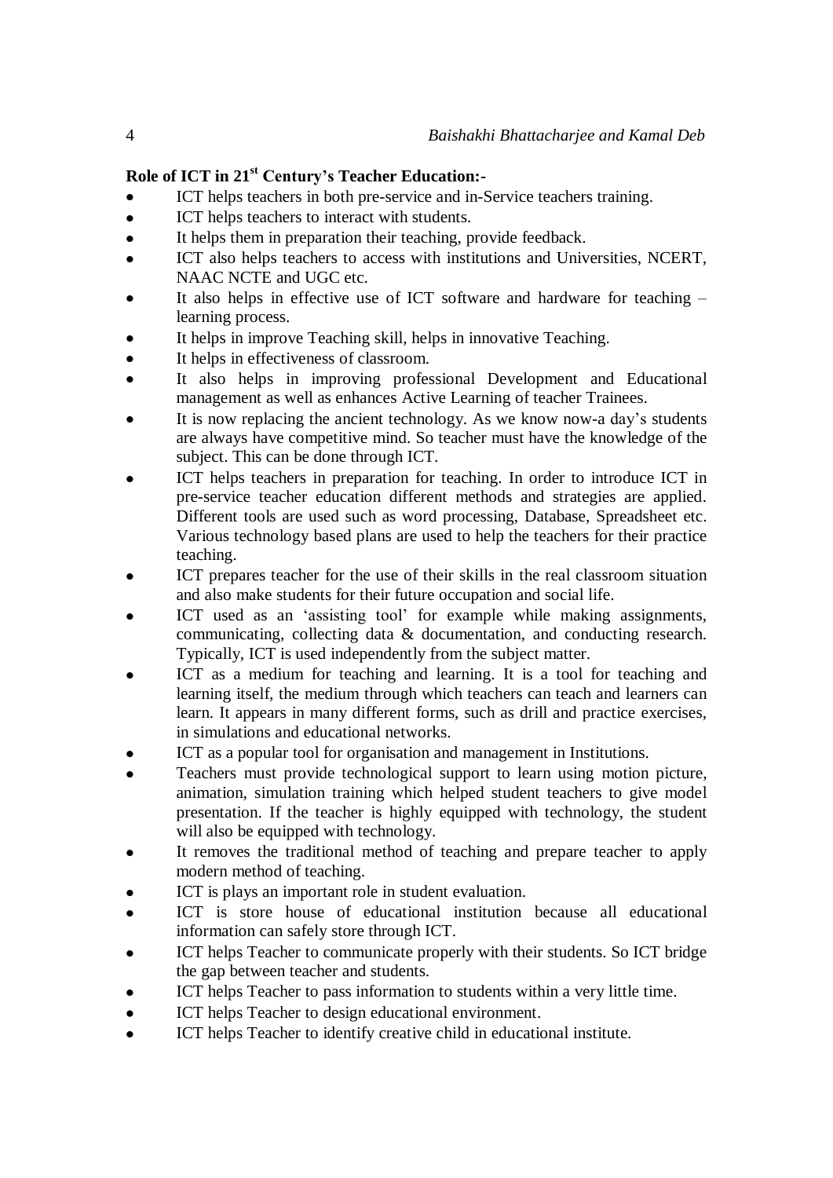**Role of ICT in 21st Century's Teacher Education:-**

- ICT helps teachers in both pre-service and in-Service teachers training.
- ICT helps teachers to interact with students.
- It helps them in preparation their teaching, provide feedback.
- ICT also helps teachers to access with institutions and Universities, NCERT, NAAC NCTE and UGC etc.
- It also helps in effective use of ICT software and hardware for teaching – learning process.
- It helps in improve Teaching skill, helps in innovative Teaching.
- It helps in effectiveness of classroom.
- It also helps in improving professional Development and Educational management as well as enhances Active Learning of teacher Trainees.
- It is now replacing the ancient technology. As we know now-a day's students are always have competitive mind. So teacher must have the knowledge of the subject. This can be done through ICT.
- ICT helps teachers in preparation for teaching. In order to introduce ICT in pre-service teacher education different methods and strategies are applied. Different tools are used such as word processing, Database, Spreadsheet etc. Various technology based plans are used to help the teachers for their practice teaching.
- ICT prepares teacher for the use of their skills in the real classroom situation and also make students for their future occupation and social life.
- ICT used as an 'assisting tool' for example while making assignments, communicating, collecting data & documentation, and conducting research. Typically, ICT is used independently from the subject matter.
- ICT as a medium for teaching and learning. It is a tool for teaching and learning itself, the medium through which teachers can teach and learners can learn. It appears in many different forms, such as drill and practice exercises, in simulations and educational networks.
- ICT as a popular tool for organisation and management in Institutions.
- Teachers must provide technological support to learn using motion picture, animation, simulation training which helped student teachers to give model presentation. If the teacher is highly equipped with technology, the student will also be equipped with technology.
- It removes the traditional method of teaching and prepare teacher to apply modern method of teaching.
- ICT is plays an important role in student evaluation.
- ICT is store house of educational institution because all educational information can safely store through ICT.
- ICT helps Teacher to communicate properly with their students. So ICT bridge the gap between teacher and students.
- ICT helps Teacher to pass information to students within a very little time.
- ICT helps Teacher to design educational environment.
- ICT helps Teacher to identify creative child in educational institute.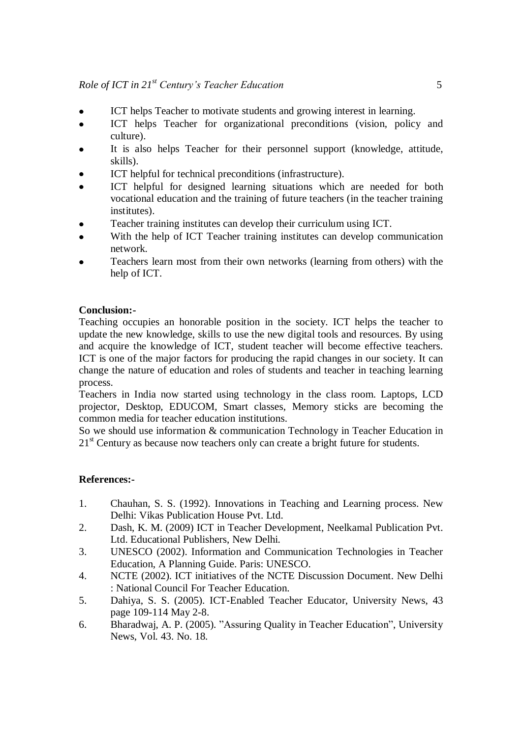- ICT helps Teacher to motivate students and growing interest in learning.
- ICT helps Teacher for organizational preconditions (vision, policy and culture).
- It is also helps Teacher for their personnel support (knowledge, attitude, skills).
- ICT helpful for technical preconditions (infrastructure).
- ICT helpful for designed learning situations which are needed for both vocational education and the training of future teachers (in the teacher training institutes).
- Teacher training institutes can develop their curriculum using ICT.
- With the help of ICT Teacher training institutes can develop communication network.
- Teachers learn most from their own networks (learning from others) with the help of ICT.

**Conclusion:-**

Teaching occupies an honorable position in the society. ICT helps the teacher to update the new knowledge, skills to use the new digital tools and resources. By using and acquire the knowledge of ICT, student teacher will become effective teachers. ICT is one of the major factors for producing the rapid changes in our society. It can change the nature of education and roles of students and teacher in teaching learning process.

Teachers in India now started using technology in the class room. Laptops, LCD projector, Desktop, EDUCOM, Smart classes, Memory sticks are becoming the common media for teacher education institutions.

So we should use information & communication Technology in Teacher Education in 21st Century as because now teachers only can create a bright future for students.

**References:-**

1. Chauhan, S. S. (1992). Innovations in Teaching and Learning process. New Delhi: Vikas Publication House Pvt. Ltd.
2. Dash, K. M. (2009) ICT in Teacher Development, Neelkamal Publication Pvt. Ltd. Educational Publishers, New Delhi.
3. UNESCO (2002). Information and Communication Technologies in Teacher Education, A Planning Guide. Paris: UNESCO.
4. NCTE (2002). ICT initiatives of the NCTE Discussion Document. New Delhi : National Council For Teacher Education.
5. Dahiya, S. S. (2005). ICT-Enabled Teacher Educator, University News, 43 page 109-114 May 2-8.
6. Bharadwaj, A. P. (2005). "Assuring Quality in Teacher Education", University News, Vol. 43. No. 18.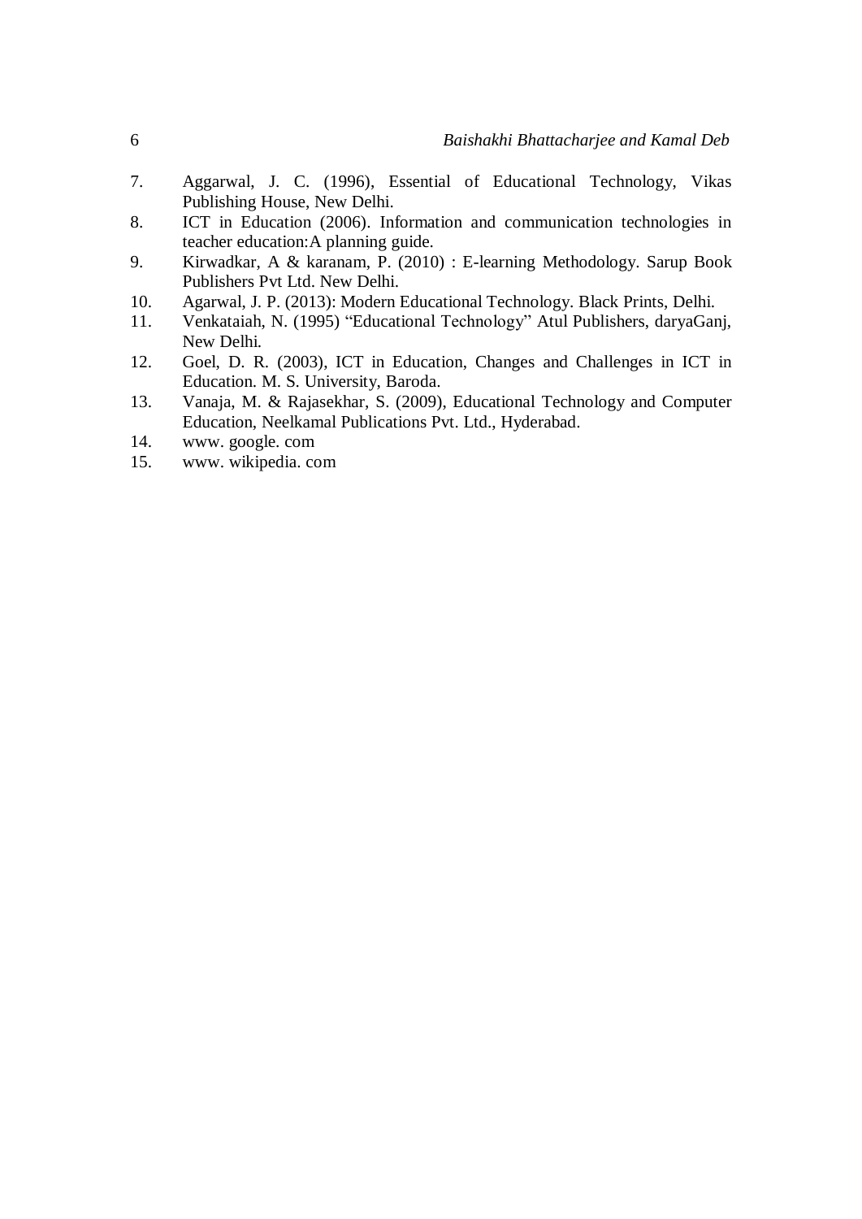7. Aggarwal, J. C. (1996), Essential of Educational Technology, Vikas Publishing House, New Delhi.
8. ICT in Education (2006). Information and communication technologies in teacher education:A planning guide.
9. Kirwadkar, A & karanam, P. (2010) : E-learning Methodology. Sarup Book Publishers Pvt Ltd. New Delhi.
10. Agarwal, J. P. (2013): Modern Educational Technology. Black Prints, Delhi.
11. Venkataiah, N. (1995) "Educational Technology" Atul Publishers, daryaGanj, New Delhi.
12. Goel, D. R. (2003), ICT in Education, Changes and Challenges in ICT in Education. M. S. University, Baroda.
13. Vanaja, M. & Rajasekhar, S. (2009), Educational Technology and Computer Education, Neelkamal Publications Pvt. Ltd., Hyderabad.
14. www. google. com
15. www. wikipedia. com